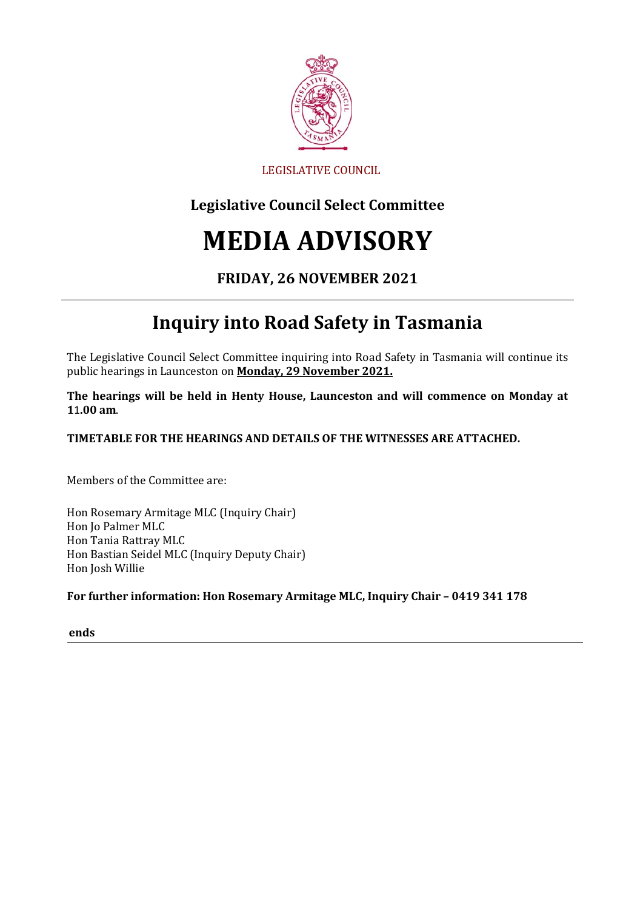LEGISLATIVE COUNCIL

## Legislative Council Select Committee

# MEDIA ADVISORY

### FRIDAY, 26 NOVEMBER 2021

---

## Inquiry into Road Safety in Tasmania

The Legislative Council Select Committee inquiring into Road Safety in Tasmania will continue its public hearings in Launceston on **Monday, 29 November 2021.**

**The hearings will be held in Henty House, Launceston and will commence on Monday at 11.00 am**.

**TIMETABLE FOR THE HEARINGS AND DETAILS OF THE WITNESSES ARE ATTACHED.**

Members of the Committee are:

Hon Rosemary Armitage MLC (Inquiry Chair)
Hon Jo Palmer MLC
Hon Tania Rattray MLC
Hon Bastian Seidel MLC (Inquiry Deputy Chair)
Hon Josh Willie

**For further information: Hon Rosemary Armitage MLC, Inquiry Chair – 0419 341 178**

**ends**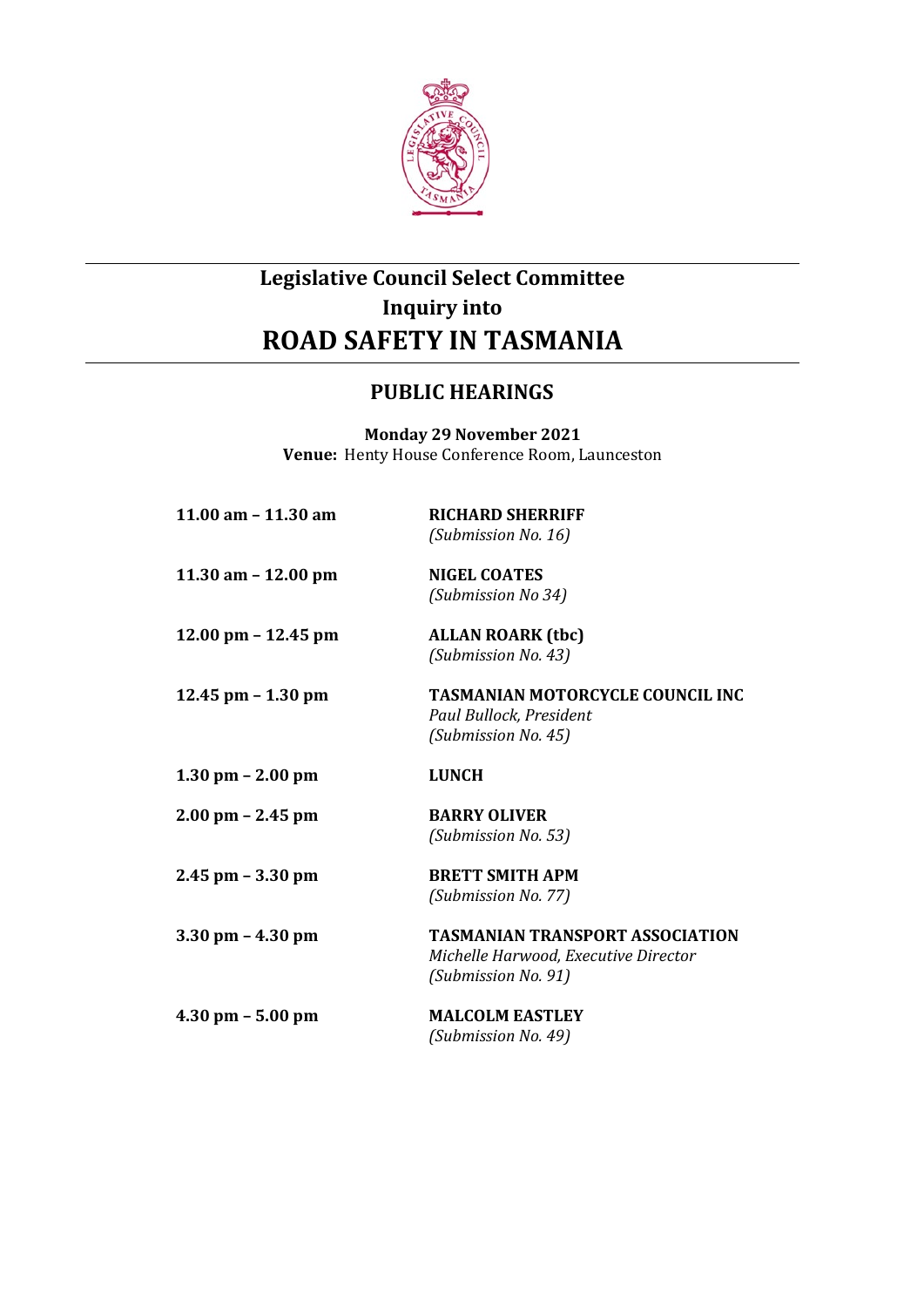# Legislative Council Select Committee
## Inquiry into
# ROAD SAFETY IN TASMANIA

## PUBLIC HEARINGS

**Monday 29 November 2021**
**Venue:** Henty House Conference Room, Launceston

| | |
|---|---|
| **11.00 am – 11.30 am** | **RICHARD SHERRIFF**<br>*(Submission No. 16)* |
| **11.30 am – 12.00 pm** | **NIGEL COATES**<br>*(Submission No 34)* |
| **12.00 pm – 12.45 pm** | **ALLAN ROARK (tbc)**<br>*(Submission No. 43)* |
| **12.45 pm – 1.30 pm** | **TASMANIAN MOTORCYCLE COUNCIL INC**<br>*Paul Bullock, President*<br>*(Submission No. 45)* |
| **1.30 pm – 2.00 pm** | **LUNCH** |
| **2.00 pm – 2.45 pm** | **BARRY OLIVER**<br>*(Submission No. 53)* |
| **2.45 pm – 3.30 pm** | **BRETT SMITH APM**<br>*(Submission No. 77)* |
| **3.30 pm – 4.30 pm** | **TASMANIAN TRANSPORT ASSOCIATION**<br>*Michelle Harwood, Executive Director*<br>*(Submission No. 91)* |
| **4.30 pm – 5.00 pm** | **MALCOLM EASTLEY**<br>*(Submission No. 49)* |